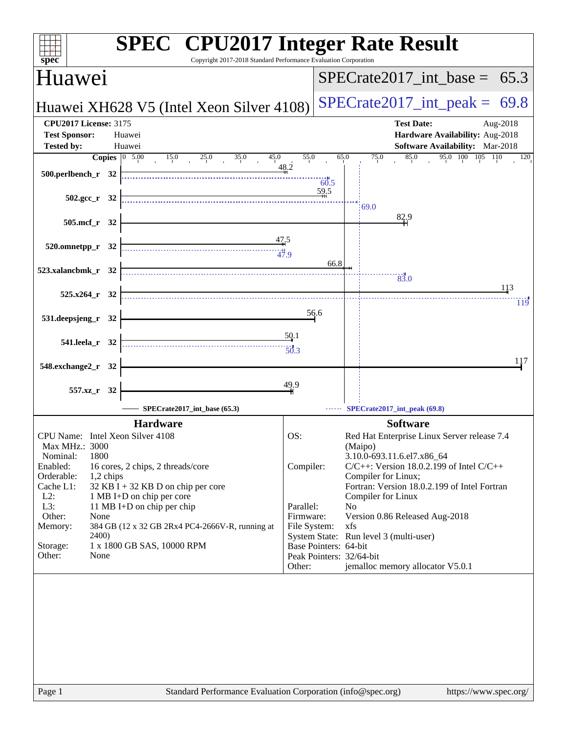# SPEC CPU2017 Integer Rate Result

Copyright 2017-2018 Standard Performance Evaluation Corporation

## Huawei

**Huawei XH628 V5 (Intel Xeon Silver 4108)**

SPECrate2017_int_base = 65.3

SPECrate2017_int_peak = 69.8

**CPU2017 License:** 3175
**Test Sponsor:** Huawei
**Tested by:** Huawei

**Test Date:** Aug-2018
**Hardware Availability:** Aug-2018
**Software Availability:** Mar-2018

| Benchmark | Copies | Base | Peak |
|---|---|---|---|
| 500.perlbench_r | 32 | 48.2 | 60.5 |
| 502.gcc_r | 32 | 59.5 | 69.0 |
| 505.mcf_r | 32 | 82.9 | |
| 520.omnetpp_r | 32 | 47.5 | 47.9 |
| 523.xalancbmk_r | 32 | 66.8 | 83.0 |
| 525.x264_r | 32 | 113 | 119 |
| 531.deepsjeng_r | 32 | 56.6 | |
| 541.leela_r | 32 | 50.1 | 50.3 |
| 548.exchange2_r | 32 | 117 | |
| 557.xz_r | 32 | 49.9 | |

SPECrate2017_int_base (65.3) — SPECrate2017_int_peak (69.8)

### Hardware

| | |
|---|---|
| CPU Name: | Intel Xeon Silver 4108 |
| Max MHz.: | 3000 |
| Nominal: | 1800 |
| Enabled: | 16 cores, 2 chips, 2 threads/core |
| Orderable: | 1,2 chips |
| Cache L1: | 32 KB I + 32 KB D on chip per core |
| L2: | 1 MB I+D on chip per core |
| L3: | 11 MB I+D on chip per chip |
| Other: | None |
| Memory: | 384 GB (12 x 32 GB 2Rx4 PC4-2666V-R, running at 2400) |
| Storage: | 1 x 1800 GB SAS, 10000 RPM |
| Other: | None |

### Software

| | |
|---|---|
| OS: | Red Hat Enterprise Linux Server release 7.4 (Maipo) 3.10.0-693.11.6.el7.x86_64 |
| Compiler: | C/C++: Version 18.0.2.199 of Intel C/C++ Compiler for Linux; Fortran: Version 18.0.2.199 of Intel Fortran Compiler for Linux |
| Parallel: | No |
| Firmware: | Version 0.86 Released Aug-2018 |
| File System: | xfs |
| System State: | Run level 3 (multi-user) |
| Base Pointers: | 64-bit |
| Peak Pointers: | 32/64-bit |
| Other: | jemalloc memory allocator V5.0.1 |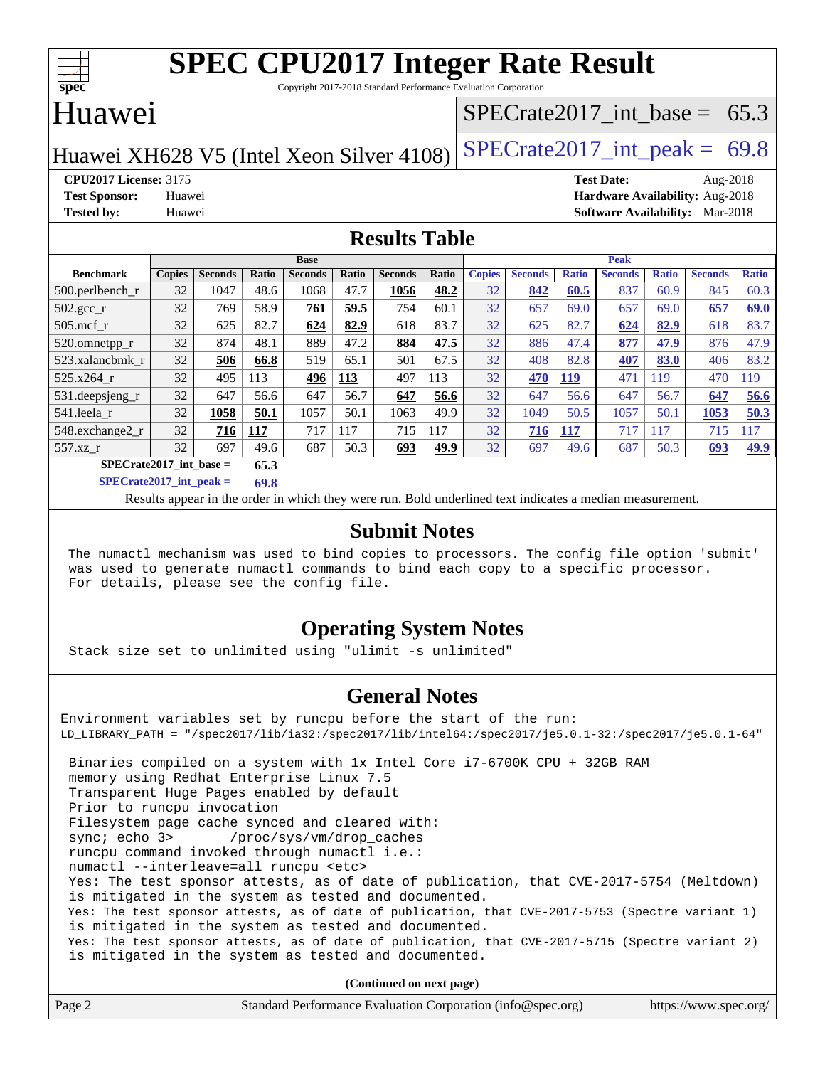# SPEC CPU2017 Integer Rate Result

Copyright 2017-2018 Standard Performance Evaluation Corporation

## Huawei

Huawei XH628 V5 (Intel Xeon Silver 4108)

SPECrate2017_int_base = 65.3

SPECrate2017_int_peak = 69.8

**CPU2017 License:** 3175
**Test Sponsor:** Huawei
**Tested by:** Huawei

**Test Date:** Aug-2018
**Hardware Availability:** Aug-2018
**Software Availability:** Mar-2018

## Results Table

| Benchmark | Base | | | | | | | Peak | | | | | | |
|---|---|---|---|---|---|---|---|---|---|---|---|---|---|---|
| | Copies | Seconds | Ratio | Seconds | Ratio | Seconds | Ratio | Copies | Seconds | Ratio | Seconds | Ratio | Seconds | Ratio |
| 500.perlbench_r | 32 | 1047 | 48.6 | 1068 | 47.7 | **1056** | **48.2** | 32 | **842** | **60.5** | 837 | 60.9 | 845 | 60.3 |
| 502.gcc_r | 32 | 769 | 58.9 | **761** | **59.5** | 754 | 60.1 | 32 | 657 | 69.0 | 657 | 69.0 | **657** | **69.0** |
| 505.mcf_r | 32 | 625 | 82.7 | **624** | **82.9** | 618 | 83.7 | 32 | 625 | 82.7 | **624** | **82.9** | 618 | 83.7 |
| 520.omnetpp_r | 32 | 874 | 48.1 | 889 | 47.2 | **884** | **47.5** | 32 | 886 | 47.4 | **877** | **47.9** | 876 | 47.9 |
| 523.xalancbmk_r | 32 | **506** | **66.8** | 519 | 65.1 | 501 | 67.5 | 32 | 408 | 82.8 | **407** | **83.0** | 406 | 83.2 |
| 525.x264_r | 32 | 495 | 113 | **496** | **113** | 497 | 113 | 32 | **470** | **119** | 471 | 119 | 470 | 119 |
| 531.deepsjeng_r | 32 | 647 | 56.6 | 647 | 56.7 | **647** | **56.6** | 32 | 647 | 56.6 | 647 | 56.7 | **647** | **56.6** |
| 541.leela_r | 32 | **1058** | **50.1** | 1057 | 50.1 | 1063 | 49.9 | 32 | 1049 | 50.5 | 1057 | 50.1 | **1053** | **50.3** |
| 548.exchange2_r | 32 | **716** | **117** | 717 | 117 | 715 | 117 | 32 | **716** | **117** | 717 | 117 | 715 | 117 |
| 557.xz_r | 32 | 697 | 49.6 | 687 | 50.3 | **693** | **49.9** | 32 | 697 | 49.6 | 687 | 50.3 | **693** | **49.9** |

SPECrate2017_int_base = **65.3**

SPECrate2017_int_peak = **69.8**

Results appear in the order in which they were run. Bold underlined text indicates a median measurement.

## Submit Notes

The numactl mechanism was used to bind copies to processors. The config file option 'submit' was used to generate numactl commands to bind each copy to a specific processor.
For details, please see the config file.

## Operating System Notes

Stack size set to unlimited using "ulimit -s unlimited"

## General Notes

Environment variables set by runcpu before the start of the run:
LD_LIBRARY_PATH = "/spec2017/lib/ia32:/spec2017/lib/intel64:/spec2017/je5.0.1-32:/spec2017/je5.0.1-64"

Binaries compiled on a system with 1x Intel Core i7-6700K CPU + 32GB RAM memory using Redhat Enterprise Linux 7.5
Transparent Huge Pages enabled by default
Prior to runcpu invocation
Filesystem page cache synced and cleared with:
sync; echo 3> /proc/sys/vm/drop_caches
runcpu command invoked through numactl i.e.:
numactl --interleave=all runcpu <etc>
Yes: The test sponsor attests, as of date of publication, that CVE-2017-5754 (Meltdown) is mitigated in the system as tested and documented.
Yes: The test sponsor attests, as of date of publication, that CVE-2017-5753 (Spectre variant 1) is mitigated in the system as tested and documented.
Yes: The test sponsor attests, as of date of publication, that CVE-2017-5715 (Spectre variant 2) is mitigated in the system as tested and documented.

**(Continued on next page)**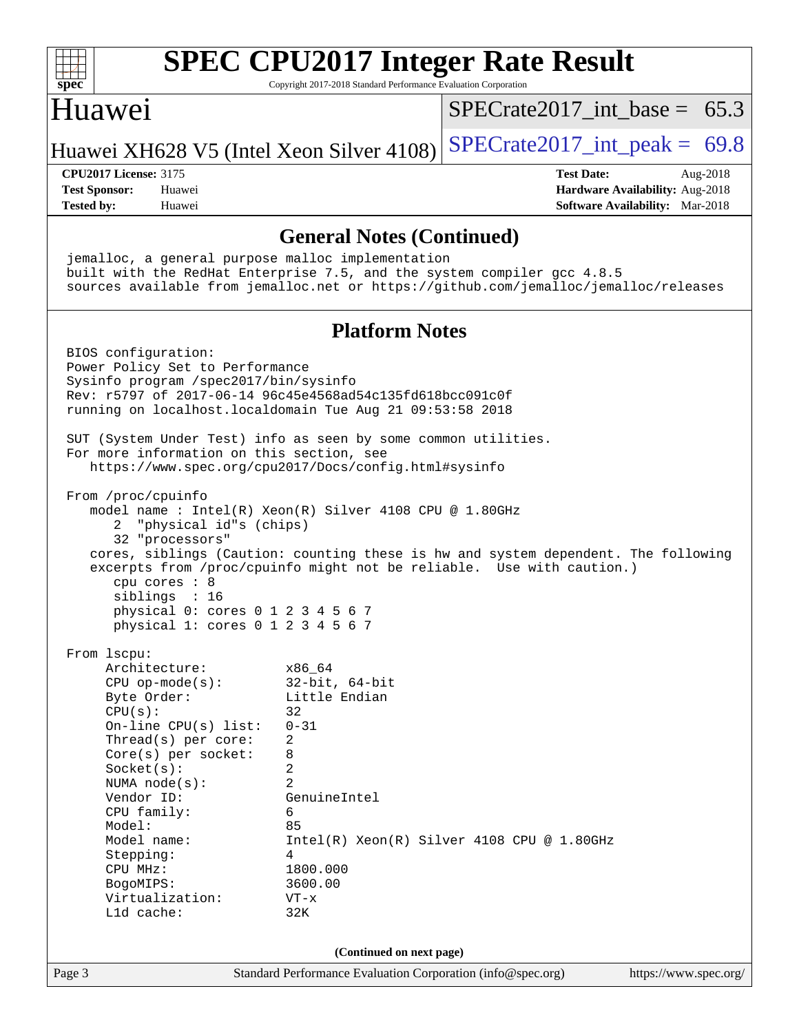# SPEC CPU2017 Integer Rate Result

Copyright 2017-2018 Standard Performance Evaluation Corporation

## Huawei

Huawei XH628 V5 (Intel Xeon Silver 4108)

SPECrate2017_int_base = 65.3

SPECrate2017_int_peak = 69.8

**CPU2017 License:** 3175
**Test Sponsor:** Huawei
**Tested by:** Huawei

**Test Date:** Aug-2018
**Hardware Availability:** Aug-2018
**Software Availability:** Mar-2018

### General Notes (Continued)

```
jemalloc, a general purpose malloc implementation
built with the RedHat Enterprise 7.5, and the system compiler gcc 4.8.5
sources available from jemalloc.net or https://github.com/jemalloc/jemalloc/releases
```

### Platform Notes

```
BIOS configuration:
Power Policy Set to Performance
Sysinfo program /spec2017/bin/sysinfo
Rev: r5797 of 2017-06-14 96c45e4568ad54c135fd618bcc091c0f
running on localhost.localdomain Tue Aug 21 09:53:58 2018

SUT (System Under Test) info as seen by some common utilities.
For more information on this section, see
   https://www.spec.org/cpu2017/Docs/config.html#sysinfo

From /proc/cpuinfo
   model name : Intel(R) Xeon(R) Silver 4108 CPU @ 1.80GHz
      2  "physical id"s (chips)
      32 "processors"
   cores, siblings (Caution: counting these is hw and system dependent. The following
   excerpts from /proc/cpuinfo might not be reliable.  Use with caution.)
      cpu cores : 8
      siblings  : 16
      physical 0: cores 0 1 2 3 4 5 6 7
      physical 1: cores 0 1 2 3 4 5 6 7

From lscpu:
     Architecture:          x86_64
     CPU op-mode(s):        32-bit, 64-bit
     Byte Order:            Little Endian
     CPU(s):                32
     On-line CPU(s) list:   0-31
     Thread(s) per core:    2
     Core(s) per socket:    8
     Socket(s):             2
     NUMA node(s):          2
     Vendor ID:             GenuineIntel
     CPU family:            6
     Model:                 85
     Model name:            Intel(R) Xeon(R) Silver 4108 CPU @ 1.80GHz
     Stepping:              4
     CPU MHz:               1800.000
     BogoMIPS:              3600.00
     Virtualization:        VT-x
     L1d cache:             32K
```

(Continued on next page)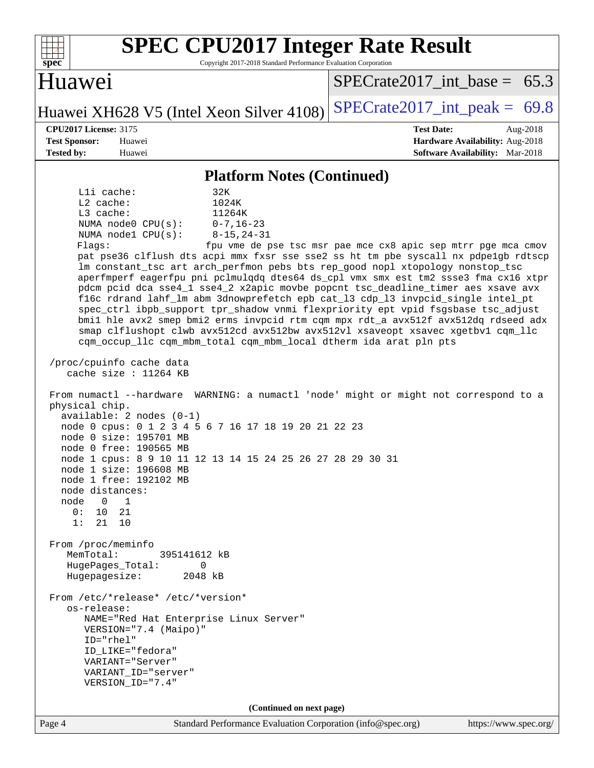## Platform Notes (Continued)

```
L1i cache:             32K
L2 cache:              1024K
L3 cache:              11264K
NUMA node0 CPU(s):     0-7,16-23
NUMA node1 CPU(s):     8-15,24-31
Flags:                 fpu vme de pse tsc msr pae mce cx8 apic sep mtrr pge mca cmov
pat pse36 clflush dts acpi mmx fxsr sse sse2 ss ht tm pbe syscall nx pdpe1gb rdtscp
lm constant_tsc art arch_perfmon pebs bts rep_good nopl xtopology nonstop_tsc
aperfmperf eagerfpu pni pclmulqdq dtes64 ds_cpl vmx smx est tm2 ssse3 fma cx16 xtpr
pdcm pcid dca sse4_1 sse4_2 x2apic movbe popcnt tsc_deadline_timer aes xsave avx
f16c rdrand lahf_lm abm 3dnowprefetch epb cat_l3 cdp_l3 invpcid_single intel_pt
spec_ctrl ibpb_support tpr_shadow vnmi flexpriority ept vpid fsgsbase tsc_adjust
bmi1 hle avx2 smep bmi2 erms invpcid rtm cqm mpx rdt_a avx512f avx512dq rdseed adx
smap clflushopt clwb avx512cd avx512bw avx512vl xsaveopt xsavec xgetbv1 cqm_llc
cqm_occup_llc cqm_mbm_total cqm_mbm_local dtherm ida arat pln pts

/proc/cpuinfo cache data
   cache size : 11264 KB

From numactl --hardware  WARNING: a numactl 'node' might or might not correspond to a
physical chip.
  available: 2 nodes (0-1)
  node 0 cpus: 0 1 2 3 4 5 6 7 16 17 18 19 20 21 22 23
  node 0 size: 195701 MB
  node 0 free: 190565 MB
  node 1 cpus: 8 9 10 11 12 13 14 15 24 25 26 27 28 29 30 31
  node 1 size: 196608 MB
  node 1 free: 192102 MB
  node distances:
  node   0   1
    0:  10  21
    1:  21  10

From /proc/meminfo
   MemTotal:       395141612 kB
   HugePages_Total:       0
   Hugepagesize:       2048 kB

From /etc/*release* /etc/*version*
   os-release:
      NAME="Red Hat Enterprise Linux Server"
      VERSION="7.4 (Maipo)"
      ID="rhel"
      ID_LIKE="fedora"
      VARIANT="Server"
      VARIANT_ID="server"
      VERSION_ID="7.4"
```

**(Continued on next page)**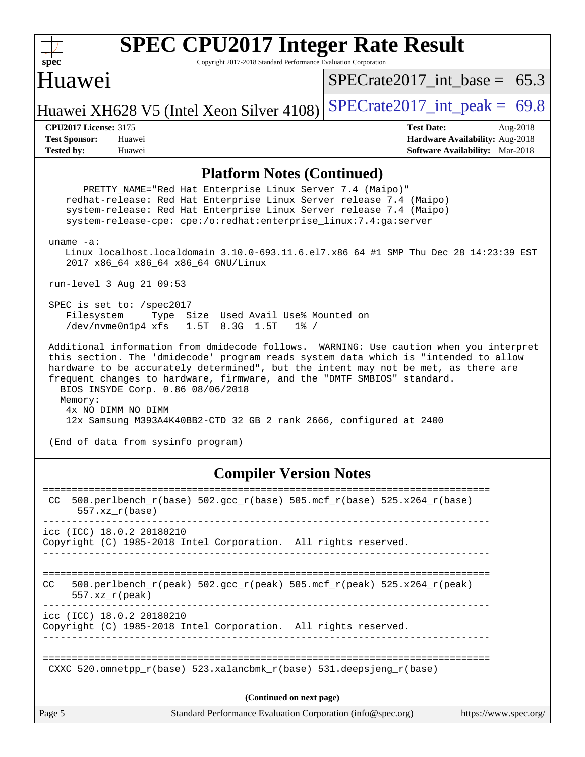## Platform Notes (Continued)

```
      PRETTY_NAME="Red Hat Enterprise Linux Server 7.4 (Maipo)"
    redhat-release: Red Hat Enterprise Linux Server release 7.4 (Maipo)
    system-release: Red Hat Enterprise Linux Server release 7.4 (Maipo)
    system-release-cpe: cpe:/o:redhat:enterprise_linux:7.4:ga:server

 uname -a:
    Linux localhost.localdomain 3.10.0-693.11.6.el7.x86_64 #1 SMP Thu Dec 28 14:23:39 EST
    2017 x86_64 x86_64 x86_64 GNU/Linux

 run-level 3 Aug 21 09:53

 SPEC is set to: /spec2017
    Filesystem     Type  Size  Used Avail Use% Mounted on
    /dev/nvme0n1p4 xfs   1.5T  8.3G  1.5T   1% /

 Additional information from dmidecode follows.  WARNING: Use caution when you interpret
 this section. The 'dmidecode' program reads system data which is "intended to allow
 hardware to be accurately determined", but the intent may not be met, as there are
 frequent changes to hardware, firmware, and the "DMTF SMBIOS" standard.
   BIOS INSYDE Corp. 0.86 08/06/2018
   Memory:
    4x NO DIMM NO DIMM
    12x Samsung M393A4K40BB2-CTD 32 GB 2 rank 2666, configured at 2400

 (End of data from sysinfo program)
```

## Compiler Version Notes

```
==============================================================================
 CC  500.perlbench_r(base) 502.gcc_r(base) 505.mcf_r(base) 525.x264_r(base)
      557.xz_r(base)
------------------------------------------------------------------------------
icc (ICC) 18.0.2 20180210
Copyright (C) 1985-2018 Intel Corporation.  All rights reserved.
------------------------------------------------------------------------------

==============================================================================
CC   500.perlbench_r(peak) 502.gcc_r(peak) 505.mcf_r(peak) 525.x264_r(peak)
     557.xz_r(peak)
------------------------------------------------------------------------------
icc (ICC) 18.0.2 20180210
Copyright (C) 1985-2018 Intel Corporation.  All rights reserved.
------------------------------------------------------------------------------

==============================================================================
 CXXC 520.omnetpp_r(base) 523.xalancbmk_r(base) 531.deepsjeng_r(base)
```

**(Continued on next page)**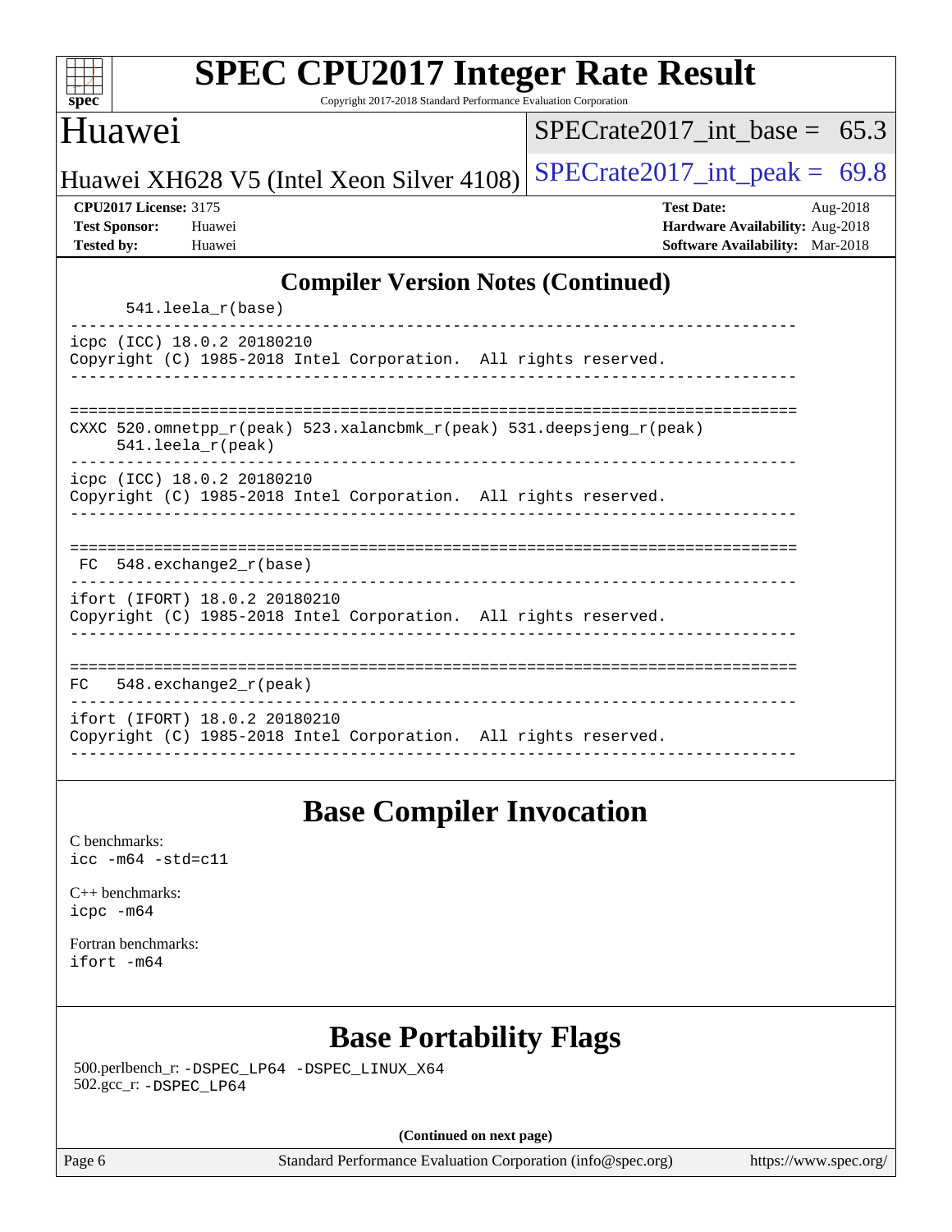## Compiler Version Notes (Continued)

```
      541.leela_r(base)
------------------------------------------------------------------------------
icpc (ICC) 18.0.2 20180210
Copyright (C) 1985-2018 Intel Corporation.  All rights reserved.
------------------------------------------------------------------------------

==============================================================================
CXXC 520.omnetpp_r(peak) 523.xalancbmk_r(peak) 531.deepsjeng_r(peak)
     541.leela_r(peak)
------------------------------------------------------------------------------
icpc (ICC) 18.0.2 20180210
Copyright (C) 1985-2018 Intel Corporation.  All rights reserved.
------------------------------------------------------------------------------

==============================================================================
 FC  548.exchange2_r(base)
------------------------------------------------------------------------------
ifort (IFORT) 18.0.2 20180210
Copyright (C) 1985-2018 Intel Corporation.  All rights reserved.
------------------------------------------------------------------------------

==============================================================================
FC   548.exchange2_r(peak)
------------------------------------------------------------------------------
ifort (IFORT) 18.0.2 20180210
Copyright (C) 1985-2018 Intel Corporation.  All rights reserved.
------------------------------------------------------------------------------
```

## Base Compiler Invocation

C benchmarks:
icc -m64 -std=c11

C++ benchmarks:
icpc -m64

Fortran benchmarks:
ifort -m64

## Base Portability Flags

500.perlbench_r: -DSPEC_LP64 -DSPEC_LINUX_X64
502.gcc_r: -DSPEC_LP64

**(Continued on next page)**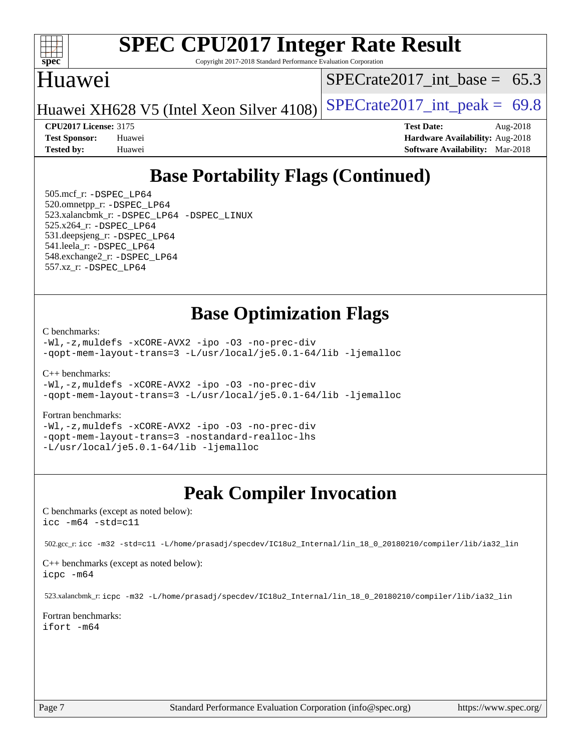## Base Portability Flags (Continued)

505.mcf_r: -DSPEC_LP64
520.omnetpp_r: -DSPEC_LP64
523.xalancbmk_r: -DSPEC_LP64 -DSPEC_LINUX
525.x264_r: -DSPEC_LP64
531.deepsjeng_r: -DSPEC_LP64
541.leela_r: -DSPEC_LP64
548.exchange2_r: -DSPEC_LP64
557.xz_r: -DSPEC_LP64

## Base Optimization Flags

C benchmarks:

```
-Wl,-z,muldefs -xCORE-AVX2 -ipo -O3 -no-prec-div
-qopt-mem-layout-trans=3 -L/usr/local/je5.0.1-64/lib -ljemalloc
```

C++ benchmarks:

```
-Wl,-z,muldefs -xCORE-AVX2 -ipo -O3 -no-prec-div
-qopt-mem-layout-trans=3 -L/usr/local/je5.0.1-64/lib -ljemalloc
```

Fortran benchmarks:

```
-Wl,-z,muldefs -xCORE-AVX2 -ipo -O3 -no-prec-div
-qopt-mem-layout-trans=3 -nostandard-realloc-lhs
-L/usr/local/je5.0.1-64/lib -ljemalloc
```

## Peak Compiler Invocation

C benchmarks (except as noted below):

```
icc -m64 -std=c11
```

502.gcc_r: icc -m32 -std=c11 -L/home/prasadj/specdev/IC18u2_Internal/lin_18_0_20180210/compiler/lib/ia32_lin

C++ benchmarks (except as noted below):

```
icpc -m64
```

523.xalancbmk_r: icpc -m32 -L/home/prasadj/specdev/IC18u2_Internal/lin_18_0_20180210/compiler/lib/ia32_lin

Fortran benchmarks:

```
ifort -m64
```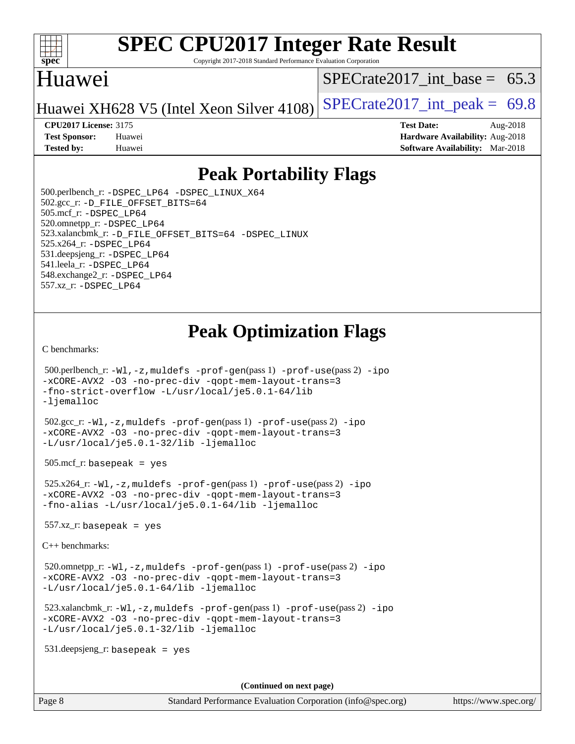# Peak Portability Flags

500.perlbench_r: `-DSPEC_LP64 -DSPEC_LINUX_X64`
502.gcc_r: `-D_FILE_OFFSET_BITS=64`
505.mcf_r: `-DSPEC_LP64`
520.omnetpp_r: `-DSPEC_LP64`
523.xalancbmk_r: `-D_FILE_OFFSET_BITS=64 -DSPEC_LINUX`
525.x264_r: `-DSPEC_LP64`
531.deepsjeng_r: `-DSPEC_LP64`
541.leela_r: `-DSPEC_LP64`
548.exchange2_r: `-DSPEC_LP64`
557.xz_r: `-DSPEC_LP64`

# Peak Optimization Flags

C benchmarks:

500.perlbench_r: `-Wl,-z,muldefs -prof-gen`(pass 1) `-prof-use`(pass 2) `-ipo -xCORE-AVX2 -O3 -no-prec-div -qopt-mem-layout-trans=3 -fno-strict-overflow -L/usr/local/je5.0.1-64/lib -ljemalloc`

502.gcc_r: `-Wl,-z,muldefs -prof-gen`(pass 1) `-prof-use`(pass 2) `-ipo -xCORE-AVX2 -O3 -no-prec-div -qopt-mem-layout-trans=3 -L/usr/local/je5.0.1-32/lib -ljemalloc`

505.mcf_r: `basepeak = yes`

525.x264_r: `-Wl,-z,muldefs -prof-gen`(pass 1) `-prof-use`(pass 2) `-ipo -xCORE-AVX2 -O3 -no-prec-div -qopt-mem-layout-trans=3 -fno-alias -L/usr/local/je5.0.1-64/lib -ljemalloc`

557.xz_r: `basepeak = yes`

C++ benchmarks:

520.omnetpp_r: `-Wl,-z,muldefs -prof-gen`(pass 1) `-prof-use`(pass 2) `-ipo -xCORE-AVX2 -O3 -no-prec-div -qopt-mem-layout-trans=3 -L/usr/local/je5.0.1-64/lib -ljemalloc`

523.xalancbmk_r: `-Wl,-z,muldefs -prof-gen`(pass 1) `-prof-use`(pass 2) `-ipo -xCORE-AVX2 -O3 -no-prec-div -qopt-mem-layout-trans=3 -L/usr/local/je5.0.1-32/lib -ljemalloc`

531.deepsjeng_r: `basepeak = yes`

**(Continued on next page)**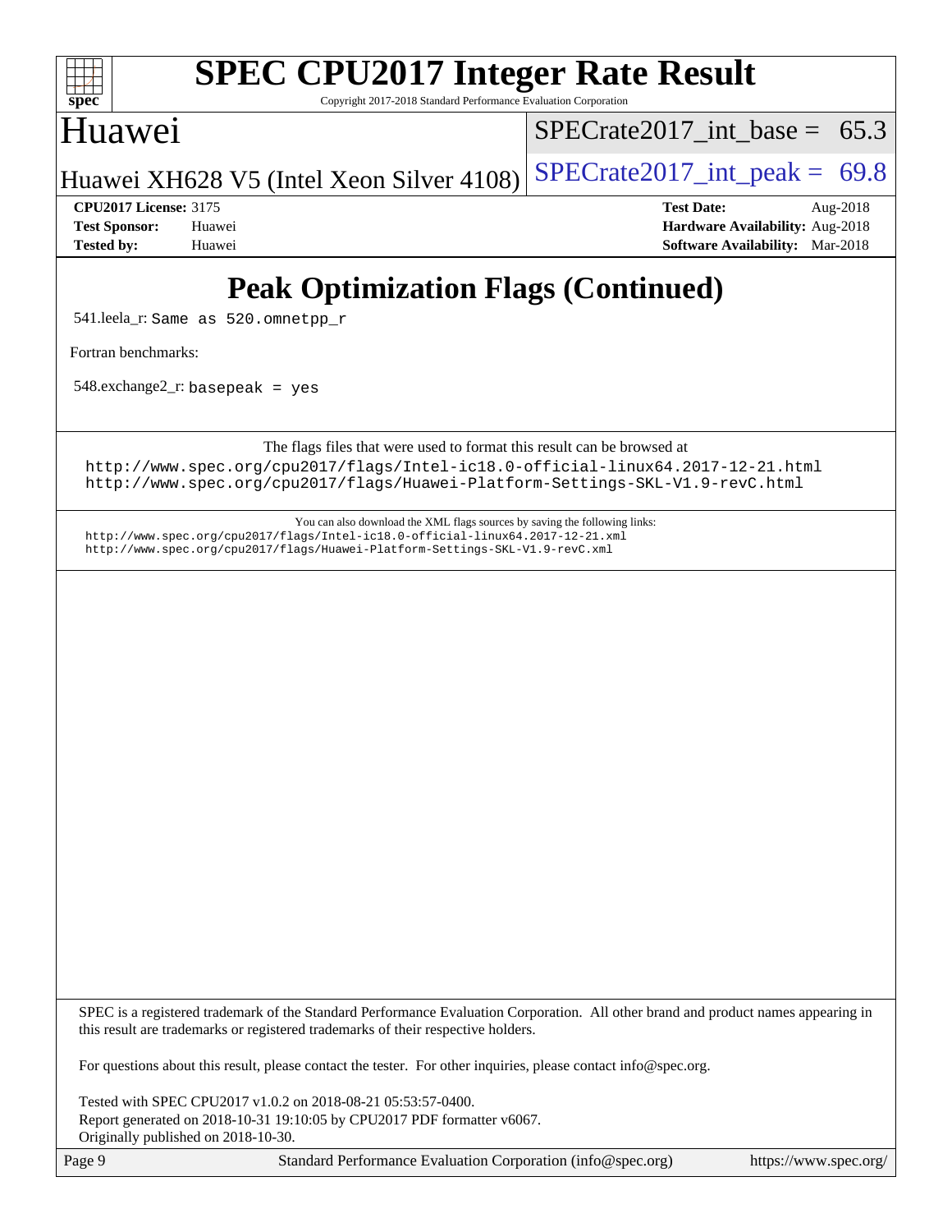# Peak Optimization Flags (Continued)

541.leela_r: Same as 520.omnetpp_r

Fortran benchmarks:

548.exchange2_r: basepeak = yes

The flags files that were used to format this result can be browsed at
http://www.spec.org/cpu2017/flags/Intel-ic18.0-official-linux64.2017-12-21.html
http://www.spec.org/cpu2017/flags/Huawei-Platform-Settings-SKL-V1.9-revC.html

You can also download the XML flags sources by saving the following links:
http://www.spec.org/cpu2017/flags/Intel-ic18.0-official-linux64.2017-12-21.xml
http://www.spec.org/cpu2017/flags/Huawei-Platform-Settings-SKL-V1.9-revC.xml

SPEC is a registered trademark of the Standard Performance Evaluation Corporation. All other brand and product names appearing in this result are trademarks or registered trademarks of their respective holders.

For questions about this result, please contact the tester. For other inquiries, please contact info@spec.org.

Tested with SPEC CPU2017 v1.0.2 on 2018-08-21 05:53:57-0400.
Report generated on 2018-10-31 19:10:05 by CPU2017 PDF formatter v6067.
Originally published on 2018-10-30.